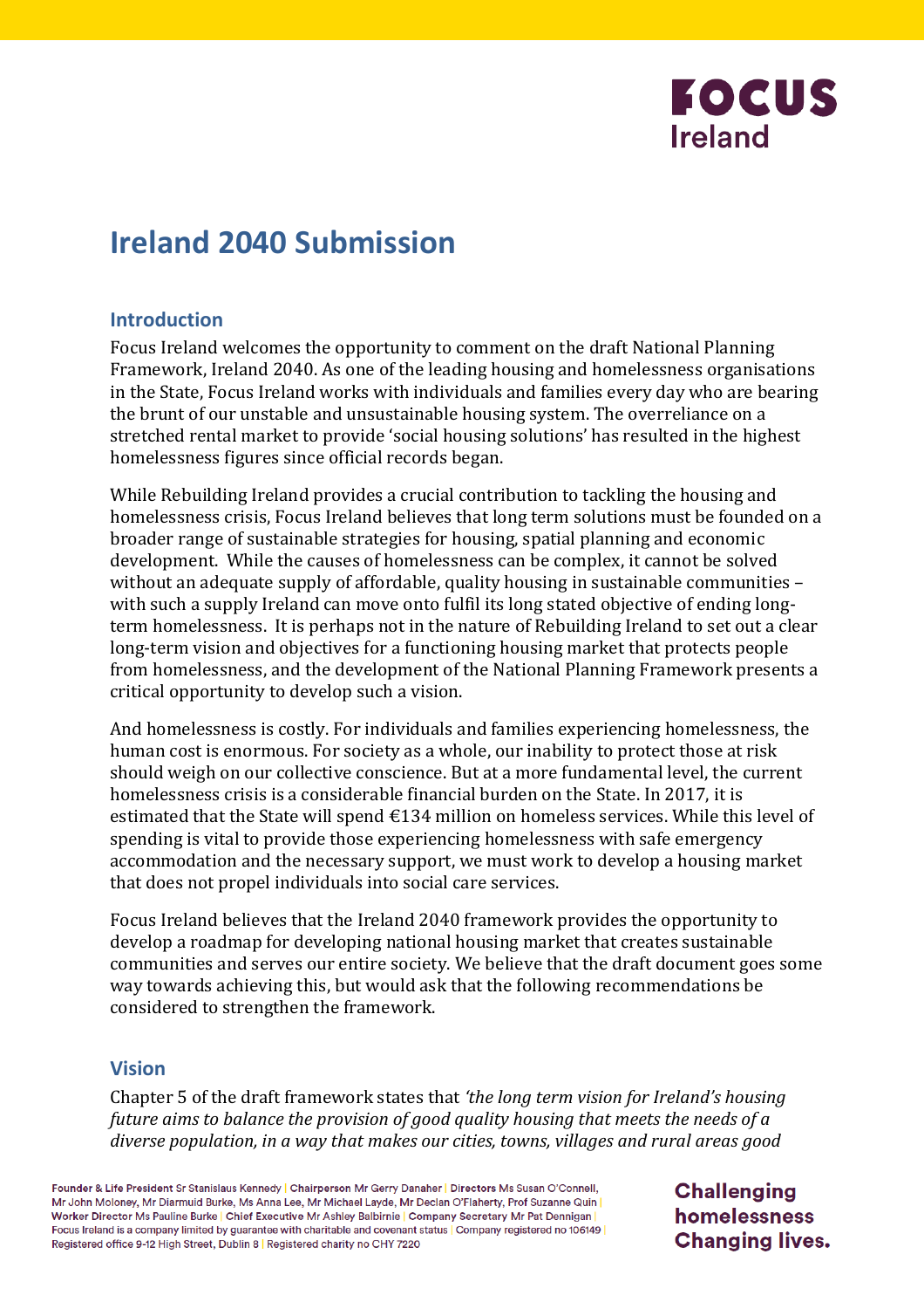# Ireland 2040 Submission

## Introduction

Focus Ireland welcomes the opportunity to comment on the draft National Planning Framework, Ireland 2040. As one of the leading housing and homelessness organisations in the State, Focus Ireland works with individuals and families every day who are bearing the brunt of our unstable and unsustainable housing system. The overreliance on a stretched rental market to provide 'social housing solutions' has resulted in the highest homelessness figures since official records began.

While Rebuilding Ireland provides a crucial contribution to tackling the housing and homelessness crisis, Focus Ireland believes that long term solutions must be founded on a broader range of sustainable strategies for housing, spatial planning and economic development. While the causes of homelessness can be complex, it cannot be solved without an adequate supply of affordable, quality housing in sustainable communities – with such a supply Ireland can move onto fulfil its long stated objective of ending long-term homelessness. It is perhaps not in the nature of Rebuilding Ireland to set out a clear long-term vision and objectives for a functioning housing market that protects people from homelessness, and the development of the National Planning Framework presents a critical opportunity to develop such a vision.

And homelessness is costly. For individuals and families experiencing homelessness, the human cost is enormous. For society as a whole, our inability to protect those at risk should weigh on our collective conscience. But at a more fundamental level, the current homelessness crisis is a considerable financial burden on the State. In 2017, it is estimated that the State will spend €134 million on homeless services. While this level of spending is vital to provide those experiencing homelessness with safe emergency accommodation and the necessary support, we must work to develop a housing market that does not propel individuals into social care services.

Focus Ireland believes that the Ireland 2040 framework provides the opportunity to develop a roadmap for developing national housing market that creates sustainable communities and serves our entire society. We believe that the draft document goes some way towards achieving this, but would ask that the following recommendations be considered to strengthen the framework.

## Vision

Chapter 5 of the draft framework states that *'the long term vision for Ireland's housing future aims to balance the provision of good quality housing that meets the needs of a diverse population, in a way that makes our cities, towns, villages and rural areas good*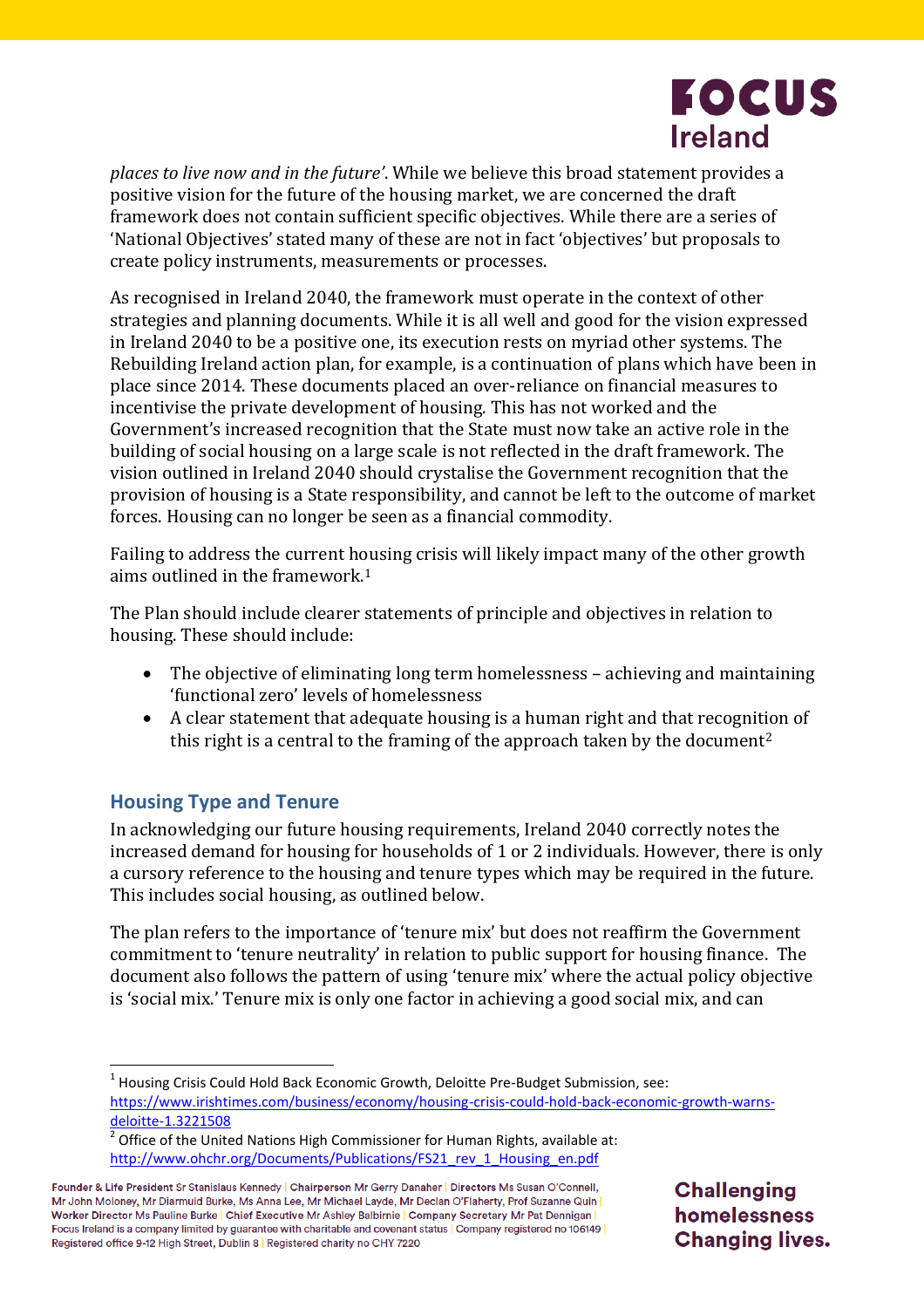*places to live now and in the future'*. While we believe this broad statement provides a positive vision for the future of the housing market, we are concerned the draft framework does not contain sufficient specific objectives. While there are a series of 'National Objectives' stated many of these are not in fact 'objectives' but proposals to create policy instruments, measurements or processes.

As recognised in Ireland 2040, the framework must operate in the context of other strategies and planning documents. While it is all well and good for the vision expressed in Ireland 2040 to be a positive one, its execution rests on myriad other systems. The Rebuilding Ireland action plan, for example, is a continuation of plans which have been in place since 2014. These documents placed an over-reliance on financial measures to incentivise the private development of housing. This has not worked and the Government's increased recognition that the State must now take an active role in the building of social housing on a large scale is not reflected in the draft framework. The vision outlined in Ireland 2040 should crystalise the Government recognition that the provision of housing is a State responsibility, and cannot be left to the outcome of market forces. Housing can no longer be seen as a financial commodity.

Failing to address the current housing crisis will likely impact many of the other growth aims outlined in the framework.[1]

The Plan should include clearer statements of principle and objectives in relation to housing. These should include:

- The objective of eliminating long term homelessness – achieving and maintaining 'functional zero' levels of homelessness
- A clear statement that adequate housing is a human right and that recognition of this right is a central to the framing of the approach taken by the document[2]

## Housing Type and Tenure

In acknowledging our future housing requirements, Ireland 2040 correctly notes the increased demand for housing for households of 1 or 2 individuals. However, there is only a cursory reference to the housing and tenure types which may be required in the future. This includes social housing, as outlined below.

The plan refers to the importance of 'tenure mix' but does not reaffirm the Government commitment to 'tenure neutrality' in relation to public support for housing finance. The document also follows the pattern of using 'tenure mix' where the actual policy objective is 'social mix.' Tenure mix is only one factor in achieving a good social mix, and can

---

[1] Housing Crisis Could Hold Back Economic Growth, Deloitte Pre-Budget Submission, see: https://www.irishtimes.com/business/economy/housing-crisis-could-hold-back-economic-growth-warns-deloitte-1.3221508

[2] Office of the United Nations High Commissioner for Human Rights, available at: http://www.ohchr.org/Documents/Publications/FS21_rev_1_Housing_en.pdf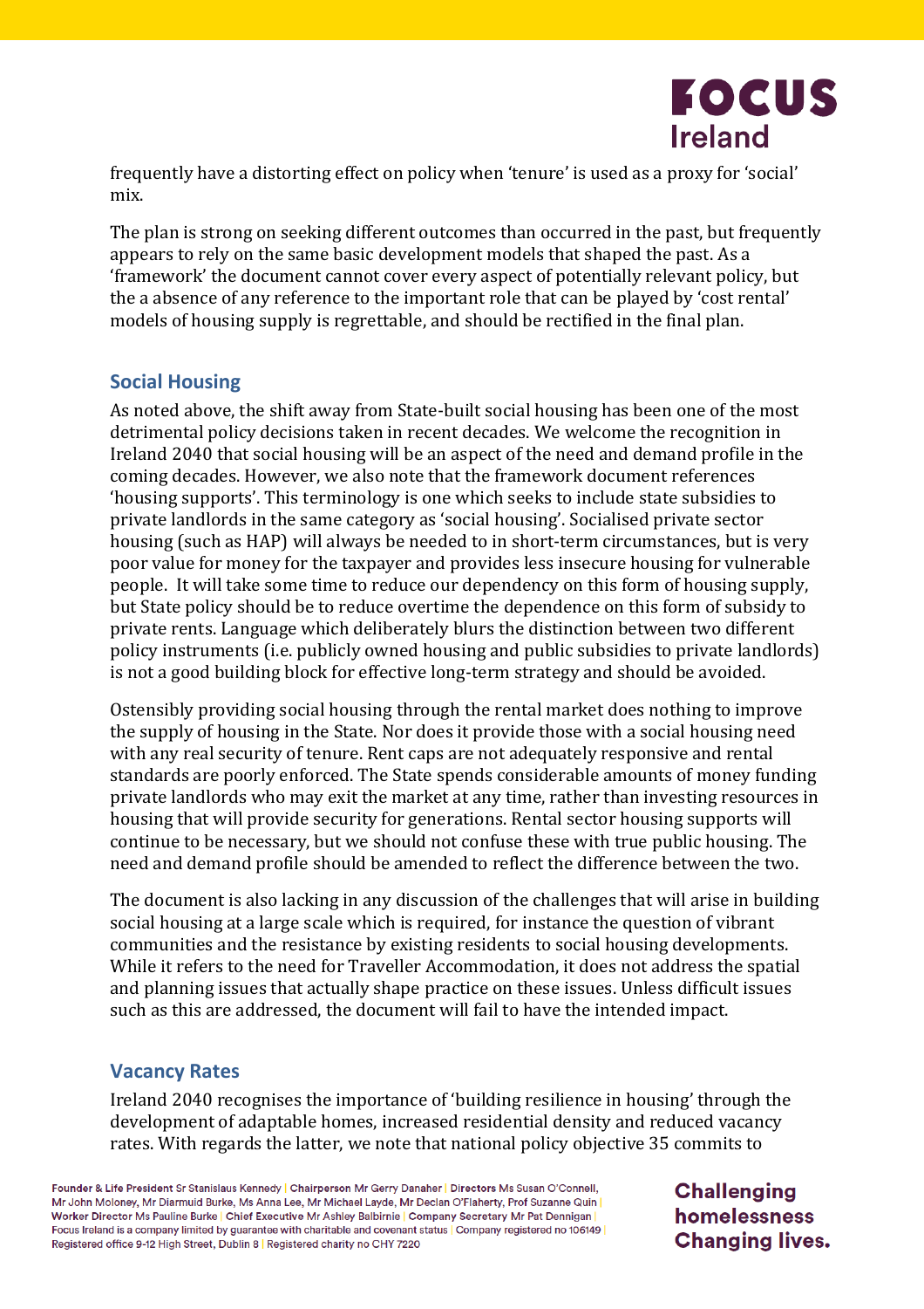frequently have a distorting effect on policy when 'tenure' is used as a proxy for 'social' mix.

The plan is strong on seeking different outcomes than occurred in the past, but frequently appears to rely on the same basic development models that shaped the past. As a 'framework' the document cannot cover every aspect of potentially relevant policy, but the a absence of any reference to the important role that can be played by 'cost rental' models of housing supply is regrettable, and should be rectified in the final plan.

## Social Housing

As noted above, the shift away from State-built social housing has been one of the most detrimental policy decisions taken in recent decades. We welcome the recognition in Ireland 2040 that social housing will be an aspect of the need and demand profile in the coming decades. However, we also note that the framework document references 'housing supports'. This terminology is one which seeks to include state subsidies to private landlords in the same category as 'social housing'. Socialised private sector housing (such as HAP) will always be needed to in short-term circumstances, but is very poor value for money for the taxpayer and provides less insecure housing for vulnerable people. It will take some time to reduce our dependency on this form of housing supply, but State policy should be to reduce overtime the dependence on this form of subsidy to private rents. Language which deliberately blurs the distinction between two different policy instruments (i.e. publicly owned housing and public subsidies to private landlords) is not a good building block for effective long-term strategy and should be avoided.

Ostensibly providing social housing through the rental market does nothing to improve the supply of housing in the State. Nor does it provide those with a social housing need with any real security of tenure. Rent caps are not adequately responsive and rental standards are poorly enforced. The State spends considerable amounts of money funding private landlords who may exit the market at any time, rather than investing resources in housing that will provide security for generations. Rental sector housing supports will continue to be necessary, but we should not confuse these with true public housing. The need and demand profile should be amended to reflect the difference between the two.

The document is also lacking in any discussion of the challenges that will arise in building social housing at a large scale which is required, for instance the question of vibrant communities and the resistance by existing residents to social housing developments. While it refers to the need for Traveller Accommodation, it does not address the spatial and planning issues that actually shape practice on these issues. Unless difficult issues such as this are addressed, the document will fail to have the intended impact.

## Vacancy Rates

Ireland 2040 recognises the importance of 'building resilience in housing' through the development of adaptable homes, increased residential density and reduced vacancy rates. With regards the latter, we note that national policy objective 35 commits to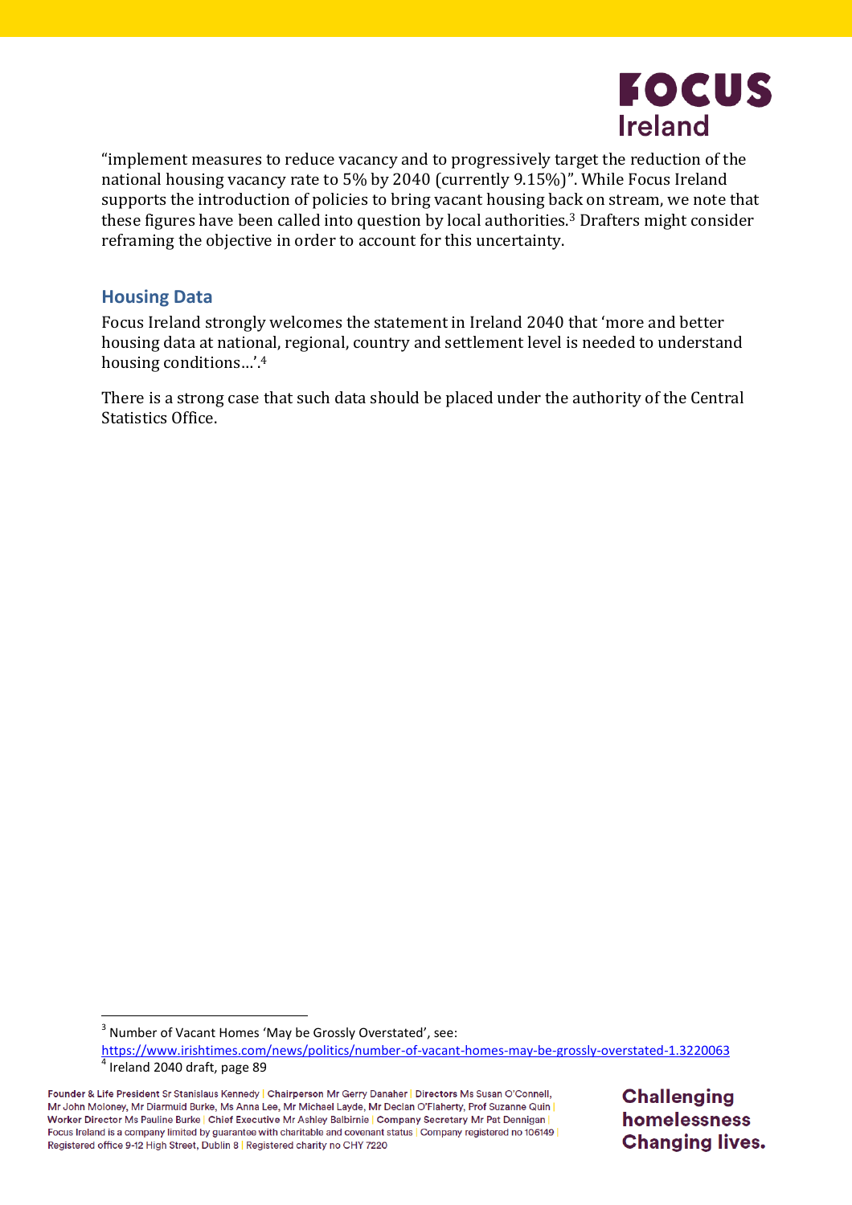"implement measures to reduce vacancy and to progressively target the reduction of the national housing vacancy rate to 5% by 2040 (currently 9.15%)". While Focus Ireland supports the introduction of policies to bring vacant housing back on stream, we note that these figures have been called into question by local authorities.[3] Drafters might consider reframing the objective in order to account for this uncertainty.

## Housing Data

Focus Ireland strongly welcomes the statement in Ireland 2040 that 'more and better housing data at national, regional, country and settlement level is needed to understand housing conditions…'.[4]

There is a strong case that such data should be placed under the authority of the Central Statistics Office.

---

[3] Number of Vacant Homes 'May be Grossly Overstated', see: https://www.irishtimes.com/news/politics/number-of-vacant-homes-may-be-grossly-overstated-1.3220063

[4] Ireland 2040 draft, page 89